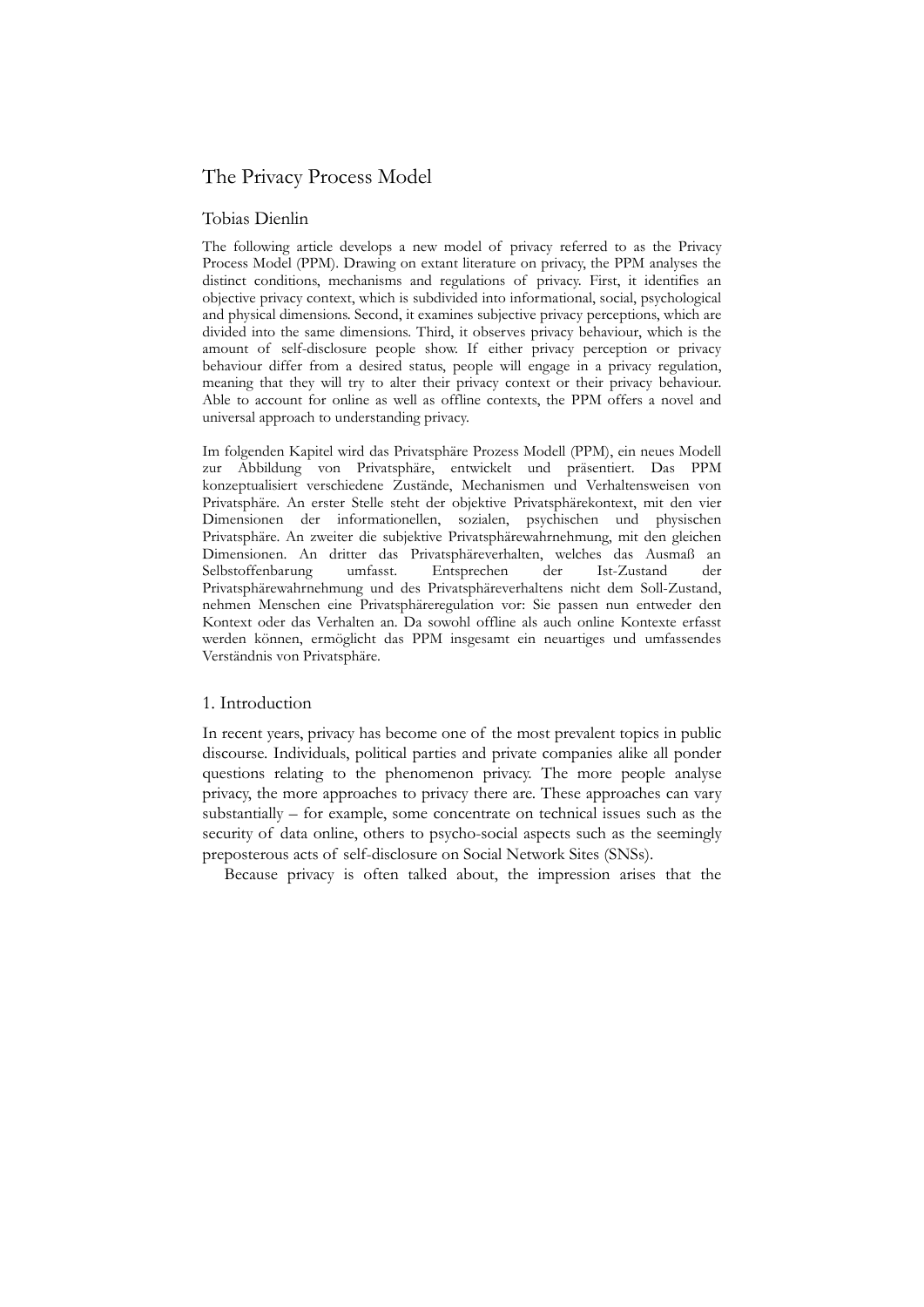# The Privacy Process Model

Tobias Dienlin

The following article develops a new model of privacy referred to as the Privacy Process Model (PPM). Drawing on extant literature on privacy, the PPM analyses the distinct conditions, mechanisms and regulations of privacy. First, it identifies an objective privacy context, which is subdivided into informational, social, psychological and physical dimensions. Second, it examines subjective privacy perceptions, which are divided into the same dimensions. Third, it observes privacy behaviour, which is the amount of self-disclosure people show. If either privacy perception or privacy behaviour differ from a desired status, people will engage in a privacy regulation, meaning that they will try to alter their privacy context or their privacy behaviour. Able to account for online as well as offline contexts, the PPM offers a novel and universal approach to understanding privacy.

Im folgenden Kapitel wird das Privatsphäre Prozess Modell (PPM), ein neues Modell zur Abbildung von Privatsphäre, entwickelt und präsentiert. Das PPM konzeptualisiert verschiedene Zustände, Mechanismen und Verhaltensweisen von Privatsphäre. An erster Stelle steht der objektive Privatsphärekontext, mit den vier Dimensionen der informationellen, sozialen, psychischen und physischen Privatsphäre. An zweiter die subjektive Privatsphärewahrnehmung, mit den gleichen Dimensionen. An dritter das Privatsphäreverhalten, welches das Ausmaß an Selbstoffenbarung umfasst. Entsprechen der Ist-Zustand der Privatsphärewahrnehmung und des Privatsphäreverhaltens nicht dem Soll-Zustand, nehmen Menschen eine Privatsphäreregulation vor: Sie passen nun entweder den Kontext oder das Verhalten an. Da sowohl offline als auch online Kontexte erfasst werden können, ermöglicht das PPM insgesamt ein neuartiges und umfassendes Verständnis von Privatsphäre.

## 1. Introduction

In recent years, privacy has become one of the most prevalent topics in public discourse. Individuals, political parties and private companies alike all ponder questions relating to the phenomenon privacy. The more people analyse privacy, the more approaches to privacy there are. These approaches can vary substantially – for example, some concentrate on technical issues such as the security of data online, others to psycho-social aspects such as the seemingly preposterous acts of self-disclosure on Social Network Sites (SNSs).

Because privacy is often talked about, the impression arises that the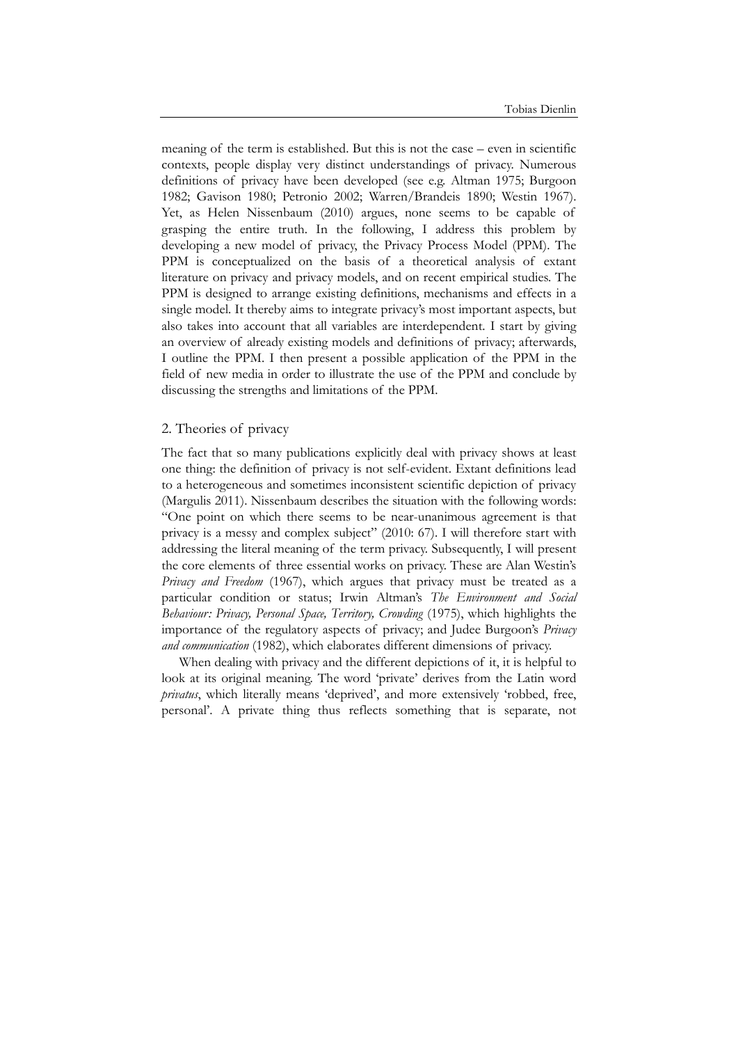meaning of the term is established. But this is not the case – even in scientific contexts, people display very distinct understandings of privacy. Numerous definitions of privacy have been developed (see e.g. Altman 1975; Burgoon 1982; Gavison 1980; Petronio 2002; Warren/Brandeis 1890; Westin 1967). Yet, as Helen Nissenbaum (2010) argues, none seems to be capable of grasping the entire truth. In the following, I address this problem by developing a new model of privacy, the Privacy Process Model (PPM). The PPM is conceptualized on the basis of a theoretical analysis of extant literature on privacy and privacy models, and on recent empirical studies. The PPM is designed to arrange existing definitions, mechanisms and effects in a single model. It thereby aims to integrate privacy's most important aspects, but also takes into account that all variables are interdependent. I start by giving an overview of already existing models and definitions of privacy; afterwards, I outline the PPM. I then present a possible application of the PPM in the field of new media in order to illustrate the use of the PPM and conclude by discussing the strengths and limitations of the PPM.

## 2. Theories of privacy

The fact that so many publications explicitly deal with privacy shows at least one thing: the definition of privacy is not self-evident. Extant definitions lead to a heterogeneous and sometimes inconsistent scientific depiction of privacy (Margulis 2011). Nissenbaum describes the situation with the following words: "One point on which there seems to be near-unanimous agreement is that privacy is a messy and complex subject" (2010: 67). I will therefore start with addressing the literal meaning of the term privacy. Subsequently, I will present the core elements of three essential works on privacy. These are Alan Westin's *Privacy and Freedom* (1967), which argues that privacy must be treated as a particular condition or status; Irwin Altman's *The Environment and Social Behaviour: Privacy, Personal Space, Territory, Crowding* (1975), which highlights the importance of the regulatory aspects of privacy; and Judee Burgoon's *Privacy and communication* (1982), which elaborates different dimensions of privacy.

When dealing with privacy and the different depictions of it, it is helpful to look at its original meaning. The word 'private' derives from the Latin word *privatus*, which literally means 'deprived', and more extensively 'robbed, free, personal'. A private thing thus reflects something that is separate, not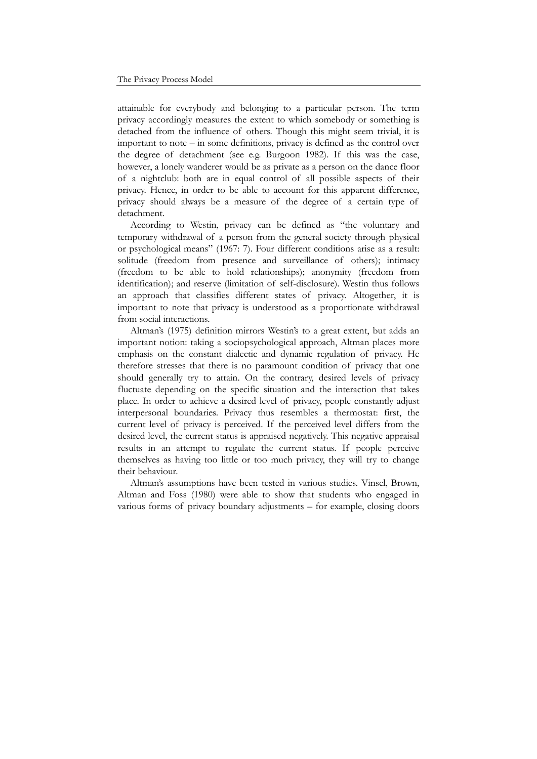attainable for everybody and belonging to a particular person. The term privacy accordingly measures the extent to which somebody or something is detached from the influence of others. Though this might seem trivial, it is important to note – in some definitions, privacy is defined as the control over the degree of detachment (see e.g. Burgoon 1982). If this was the case, however, a lonely wanderer would be as private as a person on the dance floor of a nightclub: both are in equal control of all possible aspects of their privacy. Hence, in order to be able to account for this apparent difference, privacy should always be a measure of the degree of a certain type of detachment.

According to Westin, privacy can be defined as "the voluntary and temporary withdrawal of a person from the general society through physical or psychological means" (1967: 7). Four different conditions arise as a result: solitude (freedom from presence and surveillance of others); intimacy (freedom to be able to hold relationships); anonymity (freedom from identification); and reserve (limitation of self-disclosure). Westin thus follows an approach that classifies different states of privacy. Altogether, it is important to note that privacy is understood as a proportionate withdrawal from social interactions.

Altman's (1975) definition mirrors Westin's to a great extent, but adds an important notion: taking a sociopsychological approach, Altman places more emphasis on the constant dialectic and dynamic regulation of privacy. He therefore stresses that there is no paramount condition of privacy that one should generally try to attain. On the contrary, desired levels of privacy fluctuate depending on the specific situation and the interaction that takes place. In order to achieve a desired level of privacy, people constantly adjust interpersonal boundaries. Privacy thus resembles a thermostat: first, the current level of privacy is perceived. If the perceived level differs from the desired level, the current status is appraised negatively. This negative appraisal results in an attempt to regulate the current status. If people perceive themselves as having too little or too much privacy, they will try to change their behaviour.

Altman's assumptions have been tested in various studies. Vinsel, Brown, Altman and Foss (1980) were able to show that students who engaged in various forms of privacy boundary adjustments – for example, closing doors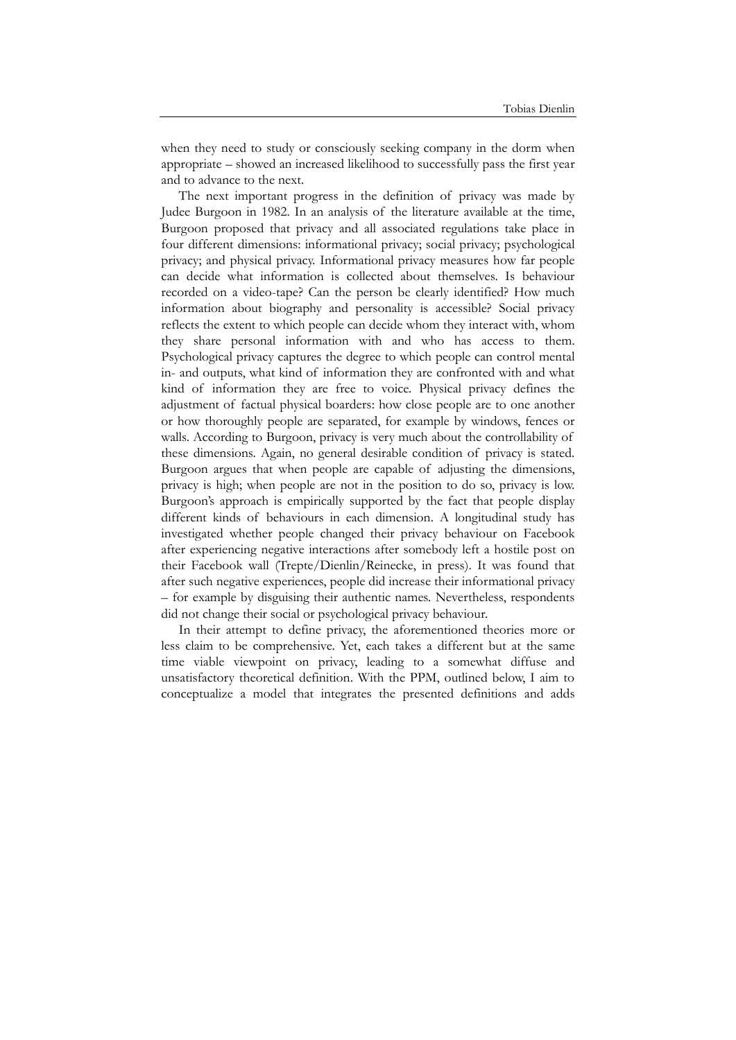when they need to study or consciously seeking company in the dorm when appropriate – showed an increased likelihood to successfully pass the first year and to advance to the next.

The next important progress in the definition of privacy was made by Judee Burgoon in 1982. In an analysis of the literature available at the time, Burgoon proposed that privacy and all associated regulations take place in four different dimensions: informational privacy; social privacy; psychological privacy; and physical privacy. Informational privacy measures how far people can decide what information is collected about themselves. Is behaviour recorded on a video-tape? Can the person be clearly identified? How much information about biography and personality is accessible? Social privacy reflects the extent to which people can decide whom they interact with, whom they share personal information with and who has access to them. Psychological privacy captures the degree to which people can control mental in- and outputs, what kind of information they are confronted with and what kind of information they are free to voice. Physical privacy defines the adjustment of factual physical boarders: how close people are to one another or how thoroughly people are separated, for example by windows, fences or walls. According to Burgoon, privacy is very much about the controllability of these dimensions. Again, no general desirable condition of privacy is stated. Burgoon argues that when people are capable of adjusting the dimensions, privacy is high; when people are not in the position to do so, privacy is low. Burgoon's approach is empirically supported by the fact that people display different kinds of behaviours in each dimension. A longitudinal study has investigated whether people changed their privacy behaviour on Facebook after experiencing negative interactions after somebody left a hostile post on their Facebook wall (Trepte/Dienlin/Reinecke, in press). It was found that after such negative experiences, people did increase their informational privacy – for example by disguising their authentic names. Nevertheless, respondents did not change their social or psychological privacy behaviour.

In their attempt to define privacy, the aforementioned theories more or less claim to be comprehensive. Yet, each takes a different but at the same time viable viewpoint on privacy, leading to a somewhat diffuse and unsatisfactory theoretical definition. With the PPM, outlined below, I aim to conceptualize a model that integrates the presented definitions and adds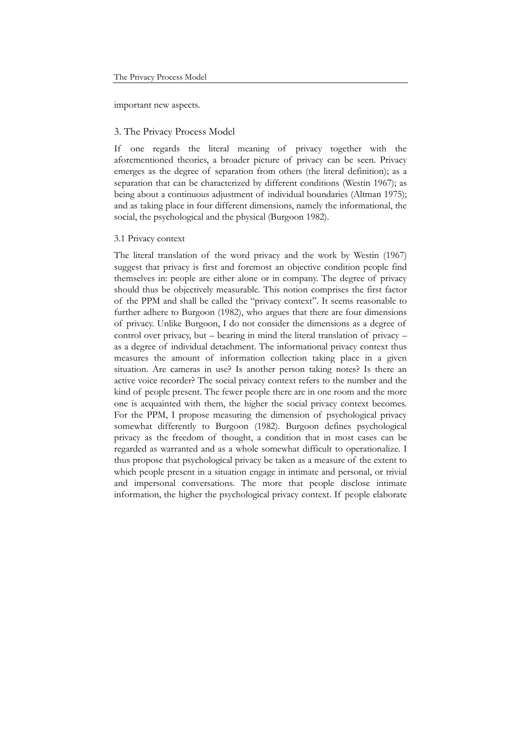important new aspects.

## 3. The Privacy Process Model

If one regards the literal meaning of privacy together with the aforementioned theories, a broader picture of privacy can be seen. Privacy emerges as the degree of separation from others (the literal definition); as a separation that can be characterized by different conditions (Westin 1967); as being about a continuous adjustment of individual boundaries (Altman 1975); and as taking place in four different dimensions, namely the informational, the social, the psychological and the physical (Burgoon 1982).

### 3.1 Privacy context

The literal translation of the word privacy and the work by Westin (1967) suggest that privacy is first and foremost an objective condition people find themselves in: people are either alone or in company. The degree of privacy should thus be objectively measurable. This notion comprises the first factor of the PPM and shall be called the "privacy context". It seems reasonable to further adhere to Burgoon (1982), who argues that there are four dimensions of privacy. Unlike Burgoon, I do not consider the dimensions as a degree of control over privacy, but – bearing in mind the literal translation of privacy – as a degree of individual detachment. The informational privacy context thus measures the amount of information collection taking place in a given situation. Are cameras in use? Is another person taking notes? Is there an active voice recorder? The social privacy context refers to the number and the kind of people present. The fewer people there are in one room and the more one is acquainted with them, the higher the social privacy context becomes. For the PPM, I propose measuring the dimension of psychological privacy somewhat differently to Burgoon (1982). Burgoon defines psychological privacy as the freedom of thought, a condition that in most cases can be regarded as warranted and as a whole somewhat difficult to operationalize. I thus propose that psychological privacy be taken as a measure of the extent to which people present in a situation engage in intimate and personal, or trivial and impersonal conversations. The more that people disclose intimate information, the higher the psychological privacy context. If people elaborate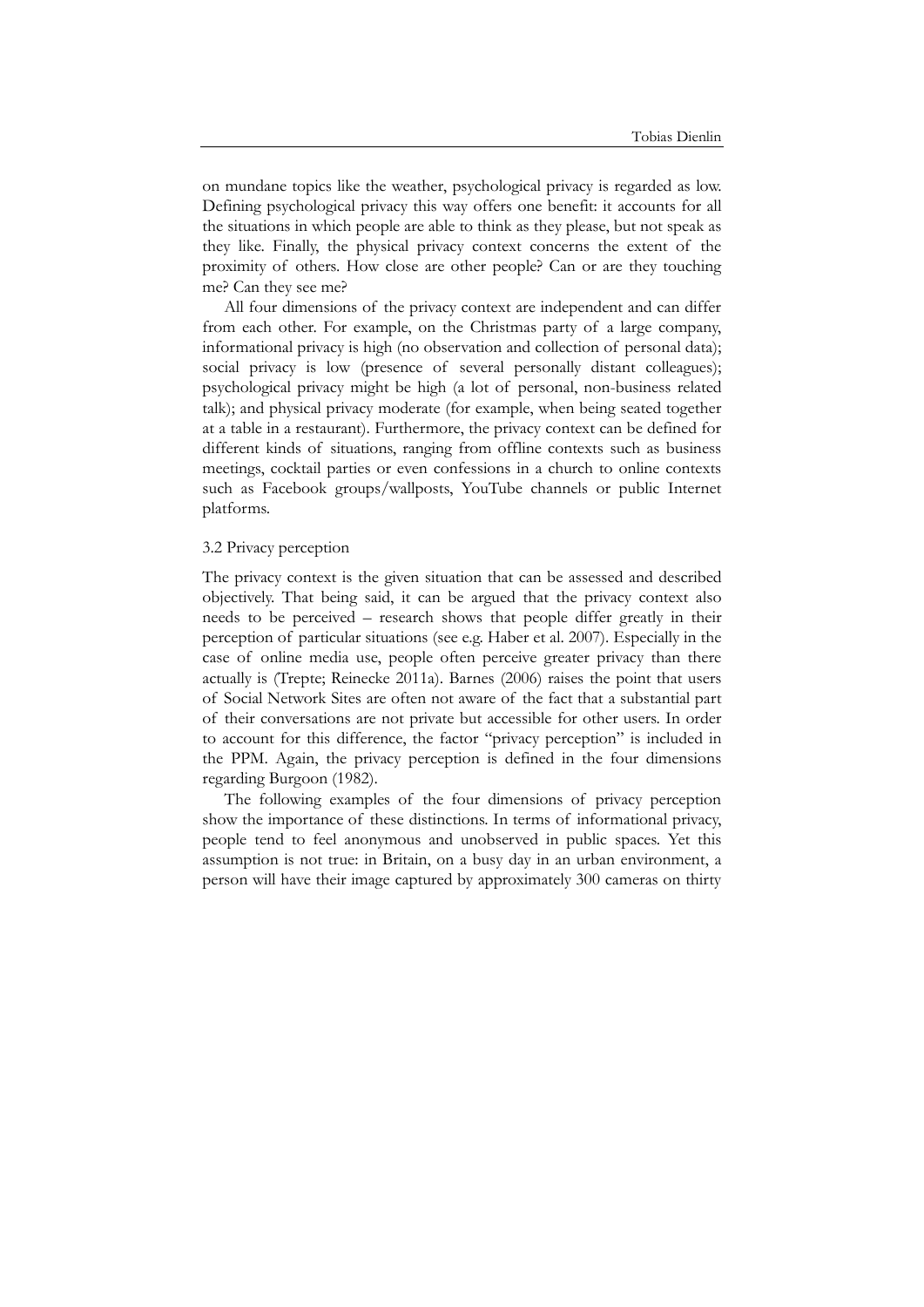on mundane topics like the weather, psychological privacy is regarded as low. Defining psychological privacy this way offers one benefit: it accounts for all the situations in which people are able to think as they please, but not speak as they like. Finally, the physical privacy context concerns the extent of the proximity of others. How close are other people? Can or are they touching me? Can they see me?

All four dimensions of the privacy context are independent and can differ from each other. For example, on the Christmas party of a large company, informational privacy is high (no observation and collection of personal data); social privacy is low (presence of several personally distant colleagues); psychological privacy might be high (a lot of personal, non-business related talk); and physical privacy moderate (for example, when being seated together at a table in a restaurant). Furthermore, the privacy context can be defined for different kinds of situations, ranging from offline contexts such as business meetings, cocktail parties or even confessions in a church to online contexts such as Facebook groups/wallposts, YouTube channels or public Internet platforms.

### 3.2 Privacy perception

The privacy context is the given situation that can be assessed and described objectively. That being said, it can be argued that the privacy context also needs to be perceived – research shows that people differ greatly in their perception of particular situations (see e.g. Haber et al. 2007). Especially in the case of online media use, people often perceive greater privacy than there actually is (Trepte; Reinecke 2011a). Barnes (2006) raises the point that users of Social Network Sites are often not aware of the fact that a substantial part of their conversations are not private but accessible for other users. In order to account for this difference, the factor "privacy perception" is included in the PPM. Again, the privacy perception is defined in the four dimensions regarding Burgoon (1982).

The following examples of the four dimensions of privacy perception show the importance of these distinctions. In terms of informational privacy, people tend to feel anonymous and unobserved in public spaces. Yet this assumption is not true: in Britain, on a busy day in an urban environment, a person will have their image captured by approximately 300 cameras on thirty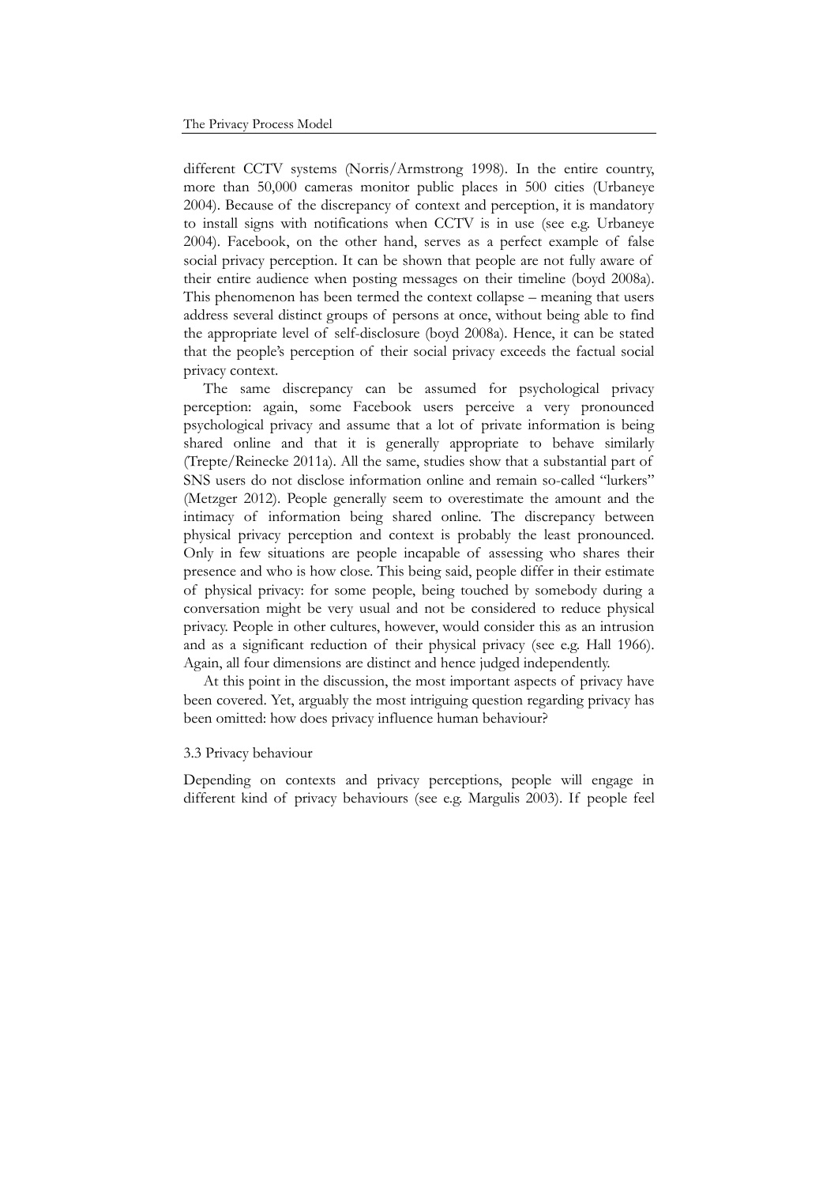different CCTV systems (Norris/Armstrong 1998). In the entire country, more than 50,000 cameras monitor public places in 500 cities (Urbaneye 2004). Because of the discrepancy of context and perception, it is mandatory to install signs with notifications when CCTV is in use (see e.g. Urbaneye 2004). Facebook, on the other hand, serves as a perfect example of false social privacy perception. It can be shown that people are not fully aware of their entire audience when posting messages on their timeline (boyd 2008a). This phenomenon has been termed the context collapse – meaning that users address several distinct groups of persons at once, without being able to find the appropriate level of self-disclosure (boyd 2008a). Hence, it can be stated that the people's perception of their social privacy exceeds the factual social privacy context.

The same discrepancy can be assumed for psychological privacy perception: again, some Facebook users perceive a very pronounced psychological privacy and assume that a lot of private information is being shared online and that it is generally appropriate to behave similarly (Trepte/Reinecke 2011a). All the same, studies show that a substantial part of SNS users do not disclose information online and remain so-called "lurkers" (Metzger 2012). People generally seem to overestimate the amount and the intimacy of information being shared online. The discrepancy between physical privacy perception and context is probably the least pronounced. Only in few situations are people incapable of assessing who shares their presence and who is how close. This being said, people differ in their estimate of physical privacy: for some people, being touched by somebody during a conversation might be very usual and not be considered to reduce physical privacy. People in other cultures, however, would consider this as an intrusion and as a significant reduction of their physical privacy (see e.g. Hall 1966). Again, all four dimensions are distinct and hence judged independently.

At this point in the discussion, the most important aspects of privacy have been covered. Yet, arguably the most intriguing question regarding privacy has been omitted: how does privacy influence human behaviour?

### 3.3 Privacy behaviour

Depending on contexts and privacy perceptions, people will engage in different kind of privacy behaviours (see e.g. Margulis 2003). If people feel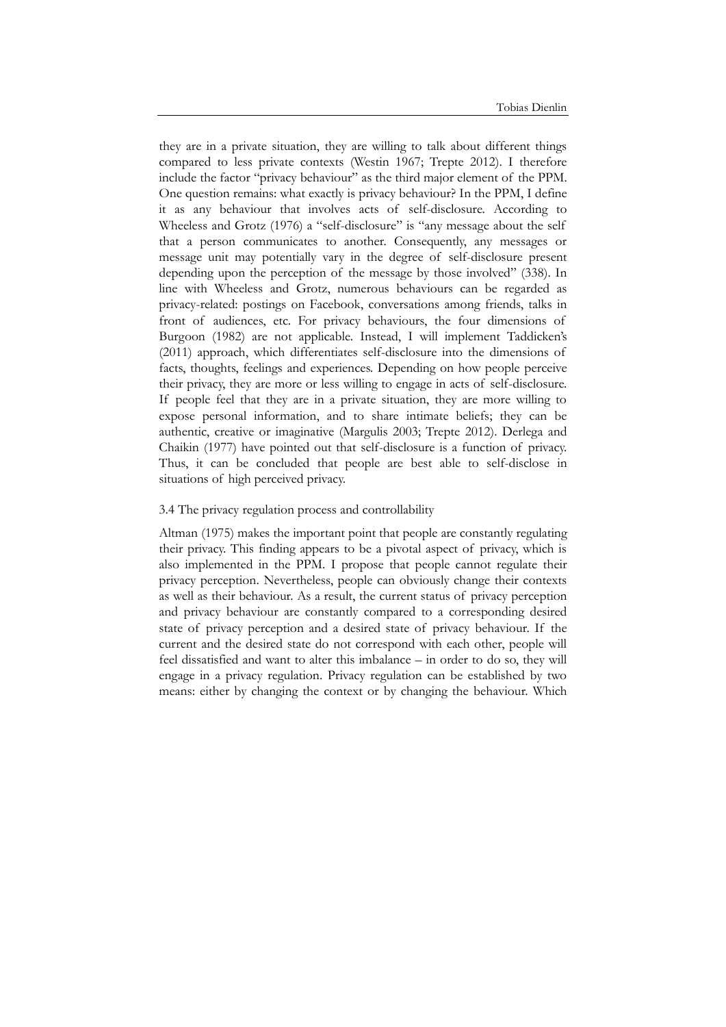they are in a private situation, they are willing to talk about different things compared to less private contexts (Westin 1967; Trepte 2012). I therefore include the factor "privacy behaviour" as the third major element of the PPM. One question remains: what exactly is privacy behaviour? In the PPM, I define it as any behaviour that involves acts of self-disclosure. According to Wheeless and Grotz (1976) a "self-disclosure" is "any message about the self that a person communicates to another. Consequently, any messages or message unit may potentially vary in the degree of self-disclosure present depending upon the perception of the message by those involved" (338). In line with Wheeless and Grotz, numerous behaviours can be regarded as privacy-related: postings on Facebook, conversations among friends, talks in front of audiences, etc. For privacy behaviours, the four dimensions of Burgoon (1982) are not applicable. Instead, I will implement Taddicken's (2011) approach, which differentiates self-disclosure into the dimensions of facts, thoughts, feelings and experiences. Depending on how people perceive their privacy, they are more or less willing to engage in acts of self-disclosure. If people feel that they are in a private situation, they are more willing to expose personal information, and to share intimate beliefs; they can be authentic, creative or imaginative (Margulis 2003; Trepte 2012). Derlega and Chaikin (1977) have pointed out that self-disclosure is a function of privacy. Thus, it can be concluded that people are best able to self-disclose in situations of high perceived privacy.

### 3.4 The privacy regulation process and controllability

Altman (1975) makes the important point that people are constantly regulating their privacy. This finding appears to be a pivotal aspect of privacy, which is also implemented in the PPM. I propose that people cannot regulate their privacy perception. Nevertheless, people can obviously change their contexts as well as their behaviour. As a result, the current status of privacy perception and privacy behaviour are constantly compared to a corresponding desired state of privacy perception and a desired state of privacy behaviour. If the current and the desired state do not correspond with each other, people will feel dissatisfied and want to alter this imbalance – in order to do so, they will engage in a privacy regulation. Privacy regulation can be established by two means: either by changing the context or by changing the behaviour. Which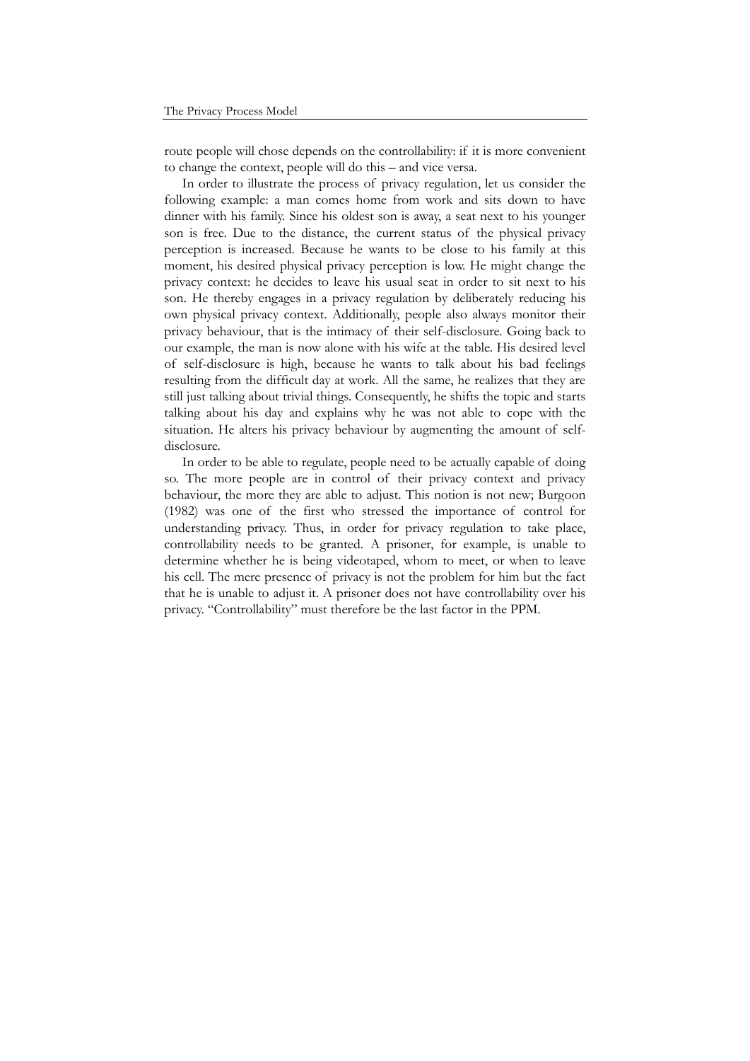route people will chose depends on the controllability: if it is more convenient to change the context, people will do this – and vice versa.

In order to illustrate the process of privacy regulation, let us consider the following example: a man comes home from work and sits down to have dinner with his family. Since his oldest son is away, a seat next to his younger son is free. Due to the distance, the current status of the physical privacy perception is increased. Because he wants to be close to his family at this moment, his desired physical privacy perception is low. He might change the privacy context: he decides to leave his usual seat in order to sit next to his son. He thereby engages in a privacy regulation by deliberately reducing his own physical privacy context. Additionally, people also always monitor their privacy behaviour, that is the intimacy of their self-disclosure. Going back to our example, the man is now alone with his wife at the table. His desired level of self-disclosure is high, because he wants to talk about his bad feelings resulting from the difficult day at work. All the same, he realizes that they are still just talking about trivial things. Consequently, he shifts the topic and starts talking about his day and explains why he was not able to cope with the situation. He alters his privacy behaviour by augmenting the amount of self-disclosure.

In order to be able to regulate, people need to be actually capable of doing so. The more people are in control of their privacy context and privacy behaviour, the more they are able to adjust. This notion is not new; Burgoon (1982) was one of the first who stressed the importance of control for understanding privacy. Thus, in order for privacy regulation to take place, controllability needs to be granted. A prisoner, for example, is unable to determine whether he is being videotaped, whom to meet, or when to leave his cell. The mere presence of privacy is not the problem for him but the fact that he is unable to adjust it. A prisoner does not have controllability over his privacy. "Controllability" must therefore be the last factor in the PPM.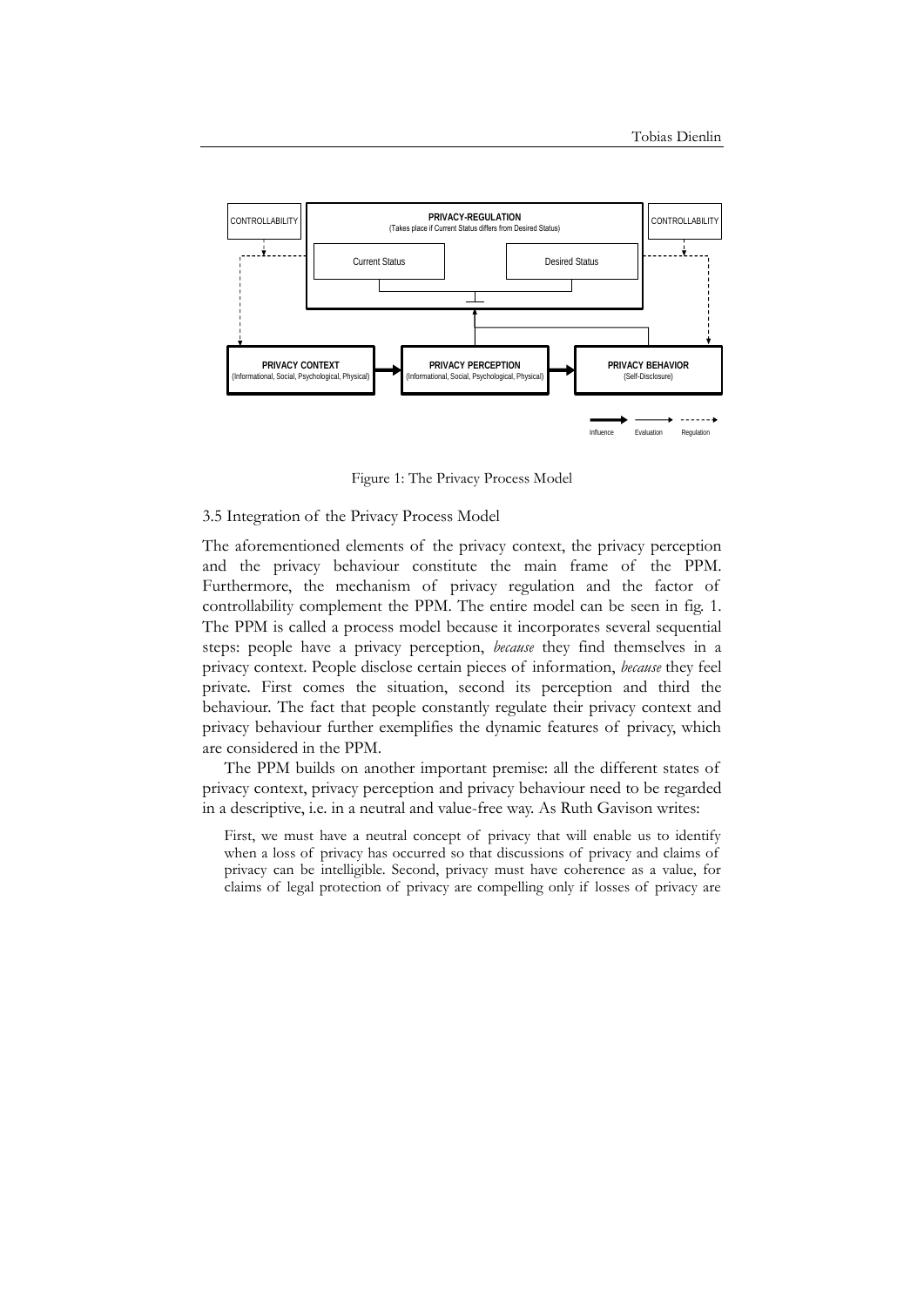Figure 1: The Privacy Process Model

3.5 Integration of the Privacy Process Model

The aforementioned elements of the privacy context, the privacy perception and the privacy behaviour constitute the main frame of the PPM. Furthermore, the mechanism of privacy regulation and the factor of controllability complement the PPM. The entire model can be seen in fig. 1. The PPM is called a process model because it incorporates several sequential steps: people have a privacy perception, *because* they find themselves in a privacy context. People disclose certain pieces of information, *because* they feel private. First comes the situation, second its perception and third the behaviour. The fact that people constantly regulate their privacy context and privacy behaviour further exemplifies the dynamic features of privacy, which are considered in the PPM.

The PPM builds on another important premise: all the different states of privacy context, privacy perception and privacy behaviour need to be regarded in a descriptive, i.e. in a neutral and value-free way. As Ruth Gavison writes:

> First, we must have a neutral concept of privacy that will enable us to identify when a loss of privacy has occurred so that discussions of privacy and claims of privacy can be intelligible. Second, privacy must have coherence as a value, for claims of legal protection of privacy are compelling only if losses of privacy are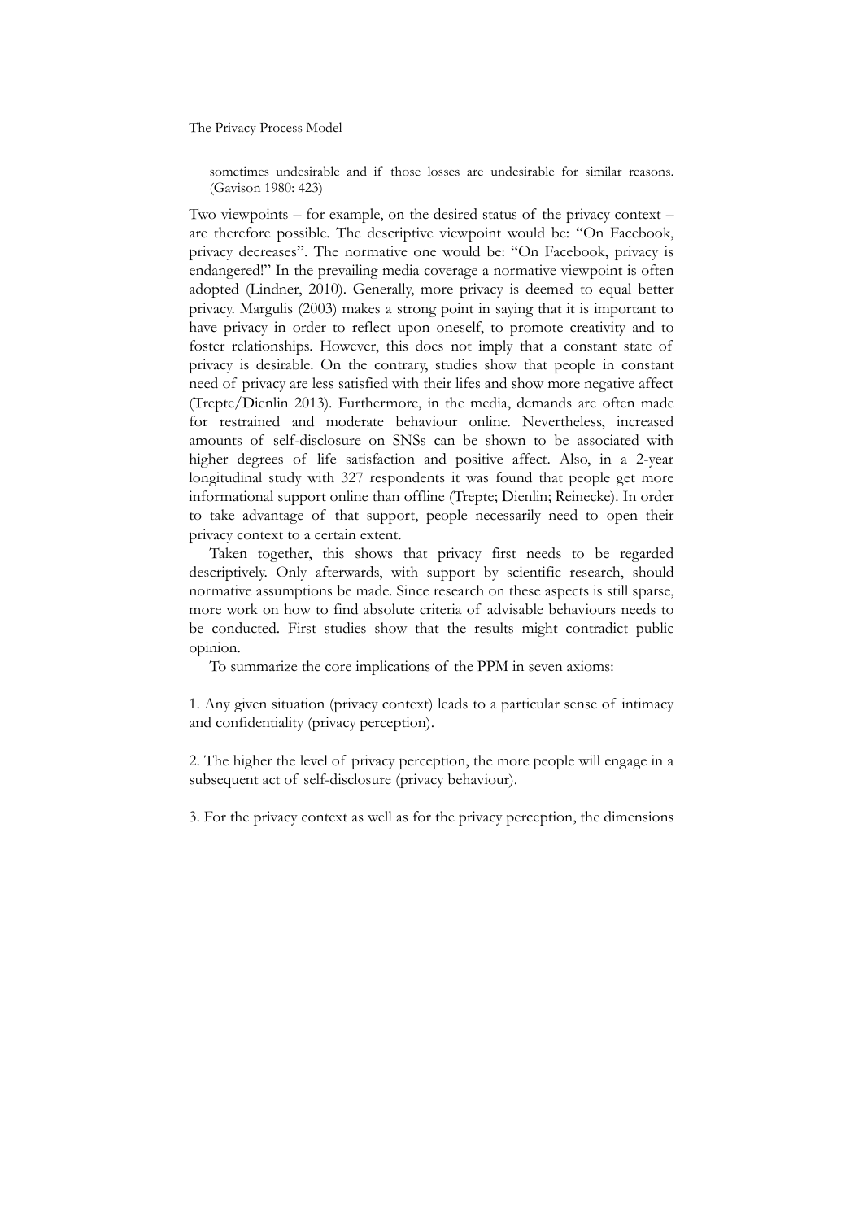> sometimes undesirable and if those losses are undesirable for similar reasons. (Gavison 1980: 423)

Two viewpoints – for example, on the desired status of the privacy context – are therefore possible. The descriptive viewpoint would be: "On Facebook, privacy decreases". The normative one would be: "On Facebook, privacy is endangered!" In the prevailing media coverage a normative viewpoint is often adopted (Lindner, 2010). Generally, more privacy is deemed to equal better privacy. Margulis (2003) makes a strong point in saying that it is important to have privacy in order to reflect upon oneself, to promote creativity and to foster relationships. However, this does not imply that a constant state of privacy is desirable. On the contrary, studies show that people in constant need of privacy are less satisfied with their lifes and show more negative affect (Trepte/Dienlin 2013). Furthermore, in the media, demands are often made for restrained and moderate behaviour online. Nevertheless, increased amounts of self-disclosure on SNSs can be shown to be associated with higher degrees of life satisfaction and positive affect. Also, in a 2-year longitudinal study with 327 respondents it was found that people get more informational support online than offline (Trepte; Dienlin; Reinecke). In order to take advantage of that support, people necessarily need to open their privacy context to a certain extent.

Taken together, this shows that privacy first needs to be regarded descriptively. Only afterwards, with support by scientific research, should normative assumptions be made. Since research on these aspects is still sparse, more work on how to find absolute criteria of advisable behaviours needs to be conducted. First studies show that the results might contradict public opinion.

To summarize the core implications of the PPM in seven axioms:

1. Any given situation (privacy context) leads to a particular sense of intimacy and confidentiality (privacy perception).

2. The higher the level of privacy perception, the more people will engage in a subsequent act of self-disclosure (privacy behaviour).

3. For the privacy context as well as for the privacy perception, the dimensions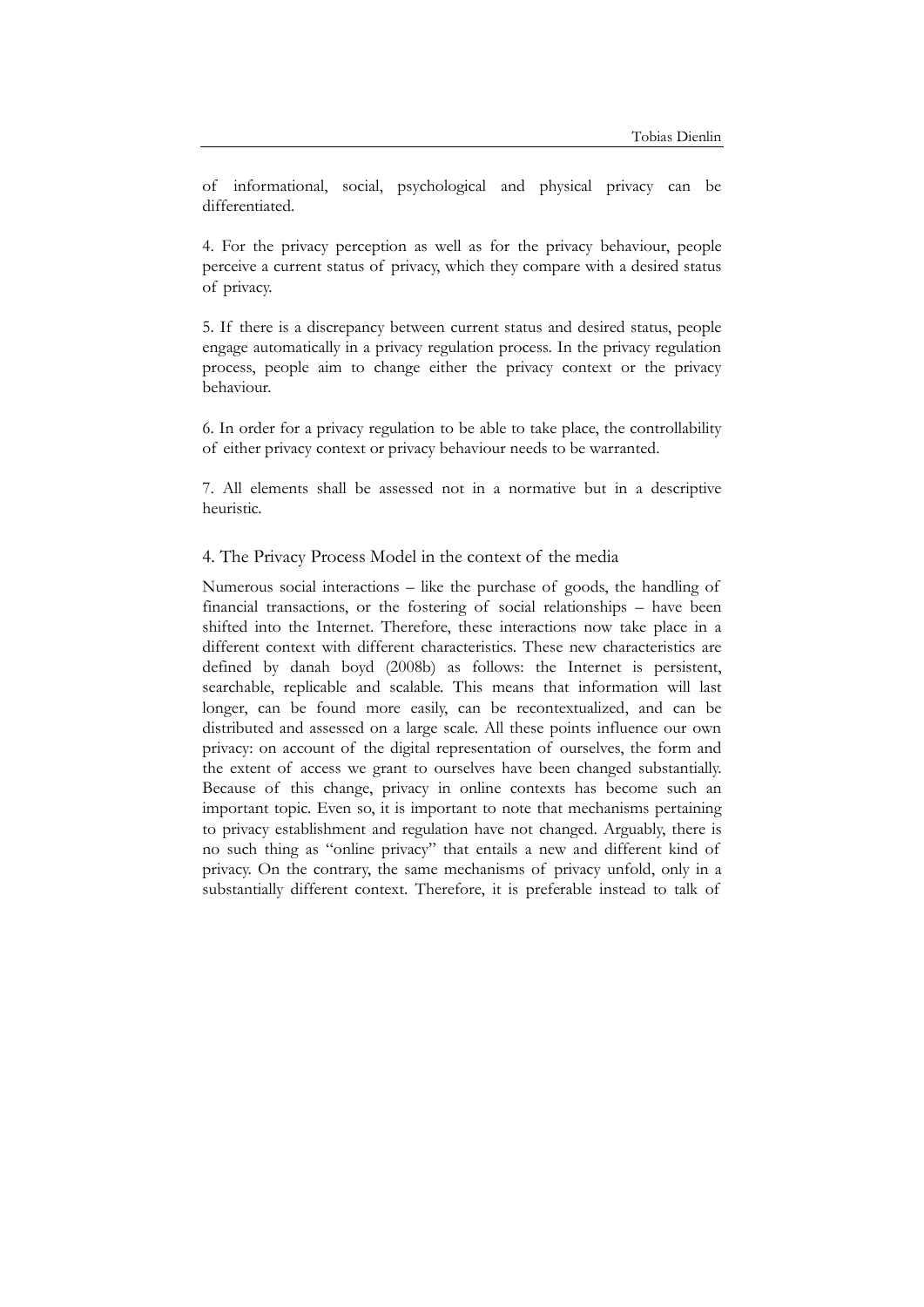of informational, social, psychological and physical privacy can be differentiated.

4. For the privacy perception as well as for the privacy behaviour, people perceive a current status of privacy, which they compare with a desired status of privacy.

5. If there is a discrepancy between current status and desired status, people engage automatically in a privacy regulation process. In the privacy regulation process, people aim to change either the privacy context or the privacy behaviour.

6. In order for a privacy regulation to be able to take place, the controllability of either privacy context or privacy behaviour needs to be warranted.

7. All elements shall be assessed not in a normative but in a descriptive heuristic.

## 4. The Privacy Process Model in the context of the media

Numerous social interactions – like the purchase of goods, the handling of financial transactions, or the fostering of social relationships – have been shifted into the Internet. Therefore, these interactions now take place in a different context with different characteristics. These new characteristics are defined by danah boyd (2008b) as follows: the Internet is persistent, searchable, replicable and scalable. This means that information will last longer, can be found more easily, can be recontextualized, and can be distributed and assessed on a large scale. All these points influence our own privacy: on account of the digital representation of ourselves, the form and the extent of access we grant to ourselves have been changed substantially. Because of this change, privacy in online contexts has become such an important topic. Even so, it is important to note that mechanisms pertaining to privacy establishment and regulation have not changed. Arguably, there is no such thing as "online privacy" that entails a new and different kind of privacy. On the contrary, the same mechanisms of privacy unfold, only in a substantially different context. Therefore, it is preferable instead to talk of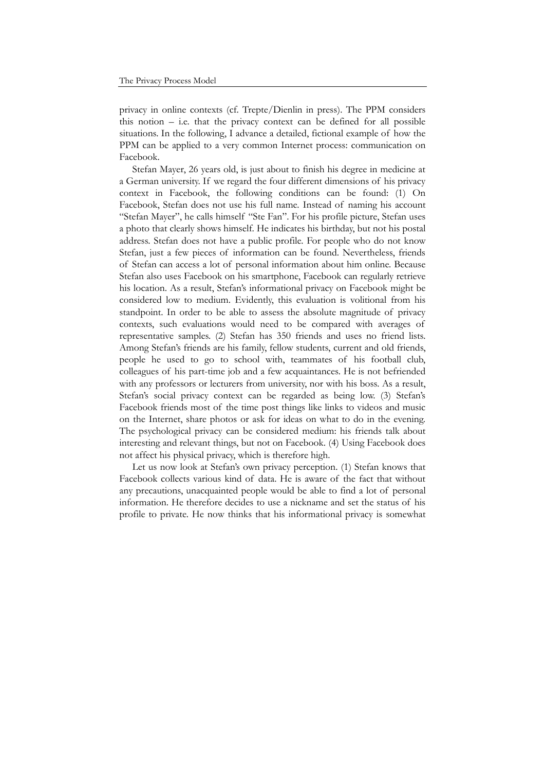privacy in online contexts (cf. Trepte/Dienlin in press). The PPM considers this notion – i.e. that the privacy context can be defined for all possible situations. In the following, I advance a detailed, fictional example of how the PPM can be applied to a very common Internet process: communication on Facebook.

Stefan Mayer, 26 years old, is just about to finish his degree in medicine at a German university. If we regard the four different dimensions of his privacy context in Facebook, the following conditions can be found: (1) On Facebook, Stefan does not use his full name. Instead of naming his account "Stefan Mayer", he calls himself "Ste Fan". For his profile picture, Stefan uses a photo that clearly shows himself. He indicates his birthday, but not his postal address. Stefan does not have a public profile. For people who do not know Stefan, just a few pieces of information can be found. Nevertheless, friends of Stefan can access a lot of personal information about him online. Because Stefan also uses Facebook on his smartphone, Facebook can regularly retrieve his location. As a result, Stefan's informational privacy on Facebook might be considered low to medium. Evidently, this evaluation is volitional from his standpoint. In order to be able to assess the absolute magnitude of privacy contexts, such evaluations would need to be compared with averages of representative samples. (2) Stefan has 350 friends and uses no friend lists. Among Stefan's friends are his family, fellow students, current and old friends, people he used to go to school with, teammates of his football club, colleagues of his part-time job and a few acquaintances. He is not befriended with any professors or lecturers from university, nor with his boss. As a result, Stefan's social privacy context can be regarded as being low. (3) Stefan's Facebook friends most of the time post things like links to videos and music on the Internet, share photos or ask for ideas on what to do in the evening. The psychological privacy can be considered medium: his friends talk about interesting and relevant things, but not on Facebook. (4) Using Facebook does not affect his physical privacy, which is therefore high.

Let us now look at Stefan's own privacy perception. (1) Stefan knows that Facebook collects various kind of data. He is aware of the fact that without any precautions, unacquainted people would be able to find a lot of personal information. He therefore decides to use a nickname and set the status of his profile to private. He now thinks that his informational privacy is somewhat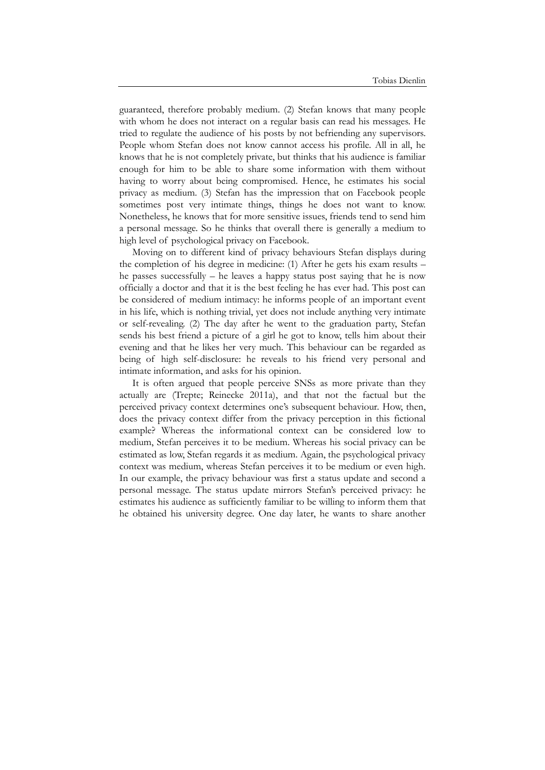guaranteed, therefore probably medium. (2) Stefan knows that many people with whom he does not interact on a regular basis can read his messages. He tried to regulate the audience of his posts by not befriending any supervisors. People whom Stefan does not know cannot access his profile. All in all, he knows that he is not completely private, but thinks that his audience is familiar enough for him to be able to share some information with them without having to worry about being compromised. Hence, he estimates his social privacy as medium. (3) Stefan has the impression that on Facebook people sometimes post very intimate things, things he does not want to know. Nonetheless, he knows that for more sensitive issues, friends tend to send him a personal message. So he thinks that overall there is generally a medium to high level of psychological privacy on Facebook.

Moving on to different kind of privacy behaviours Stefan displays during the completion of his degree in medicine: (1) After he gets his exam results – he passes successfully – he leaves a happy status post saying that he is now officially a doctor and that it is the best feeling he has ever had. This post can be considered of medium intimacy: he informs people of an important event in his life, which is nothing trivial, yet does not include anything very intimate or self-revealing. (2) The day after he went to the graduation party, Stefan sends his best friend a picture of a girl he got to know, tells him about their evening and that he likes her very much. This behaviour can be regarded as being of high self-disclosure: he reveals to his friend very personal and intimate information, and asks for his opinion.

It is often argued that people perceive SNSs as more private than they actually are (Trepte; Reinecke 2011a), and that not the factual but the perceived privacy context determines one's subsequent behaviour. How, then, does the privacy context differ from the privacy perception in this fictional example? Whereas the informational context can be considered low to medium, Stefan perceives it to be medium. Whereas his social privacy can be estimated as low, Stefan regards it as medium. Again, the psychological privacy context was medium, whereas Stefan perceives it to be medium or even high. In our example, the privacy behaviour was first a status update and second a personal message. The status update mirrors Stefan's perceived privacy: he estimates his audience as sufficiently familiar to be willing to inform them that he obtained his university degree. One day later, he wants to share another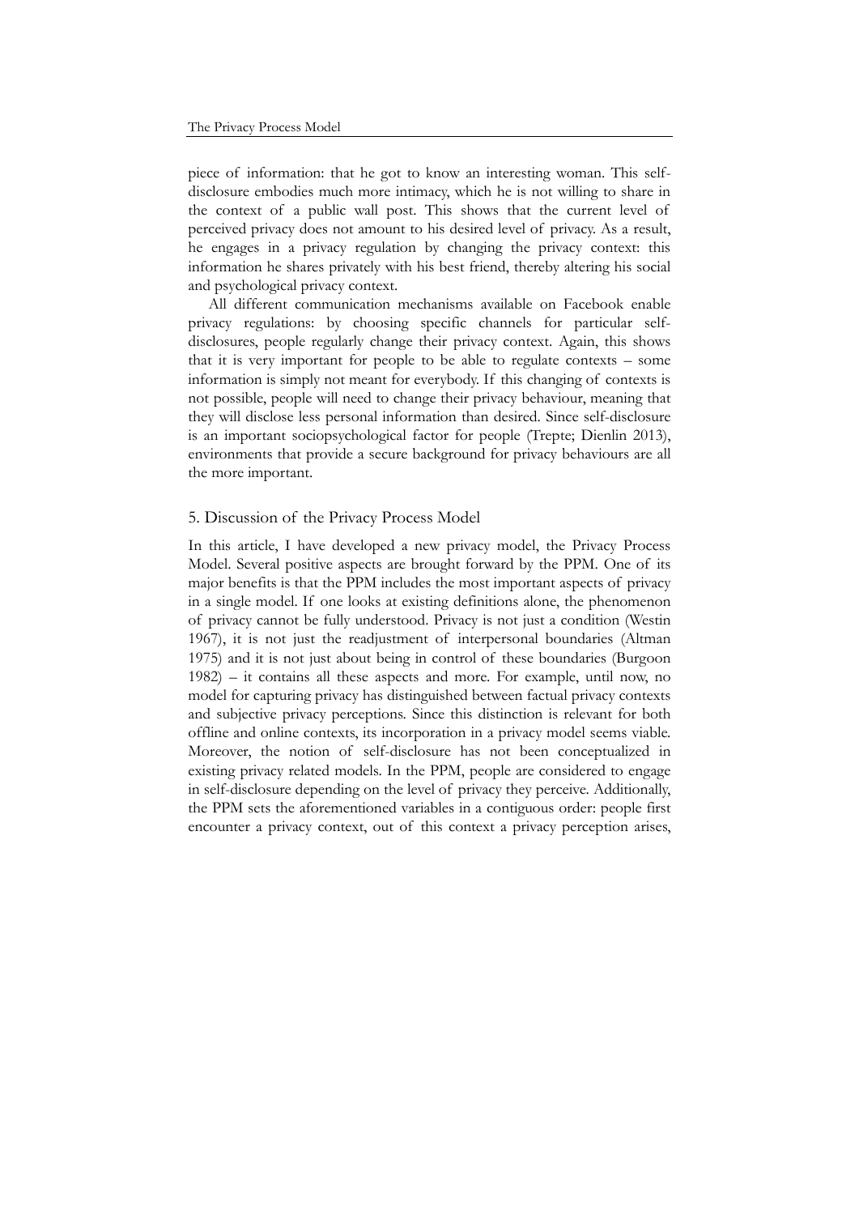piece of information: that he got to know an interesting woman. This self-disclosure embodies much more intimacy, which he is not willing to share in the context of a public wall post. This shows that the current level of perceived privacy does not amount to his desired level of privacy. As a result, he engages in a privacy regulation by changing the privacy context: this information he shares privately with his best friend, thereby altering his social and psychological privacy context.

All different communication mechanisms available on Facebook enable privacy regulations: by choosing specific channels for particular self-disclosures, people regularly change their privacy context. Again, this shows that it is very important for people to be able to regulate contexts – some information is simply not meant for everybody. If this changing of contexts is not possible, people will need to change their privacy behaviour, meaning that they will disclose less personal information than desired. Since self-disclosure is an important sociopsychological factor for people (Trepte; Dienlin 2013), environments that provide a secure background for privacy behaviours are all the more important.

## 5. Discussion of the Privacy Process Model

In this article, I have developed a new privacy model, the Privacy Process Model. Several positive aspects are brought forward by the PPM. One of its major benefits is that the PPM includes the most important aspects of privacy in a single model. If one looks at existing definitions alone, the phenomenon of privacy cannot be fully understood. Privacy is not just a condition (Westin 1967), it is not just the readjustment of interpersonal boundaries (Altman 1975) and it is not just about being in control of these boundaries (Burgoon 1982) – it contains all these aspects and more. For example, until now, no model for capturing privacy has distinguished between factual privacy contexts and subjective privacy perceptions. Since this distinction is relevant for both offline and online contexts, its incorporation in a privacy model seems viable. Moreover, the notion of self-disclosure has not been conceptualized in existing privacy related models. In the PPM, people are considered to engage in self-disclosure depending on the level of privacy they perceive. Additionally, the PPM sets the aforementioned variables in a contiguous order: people first encounter a privacy context, out of this context a privacy perception arises,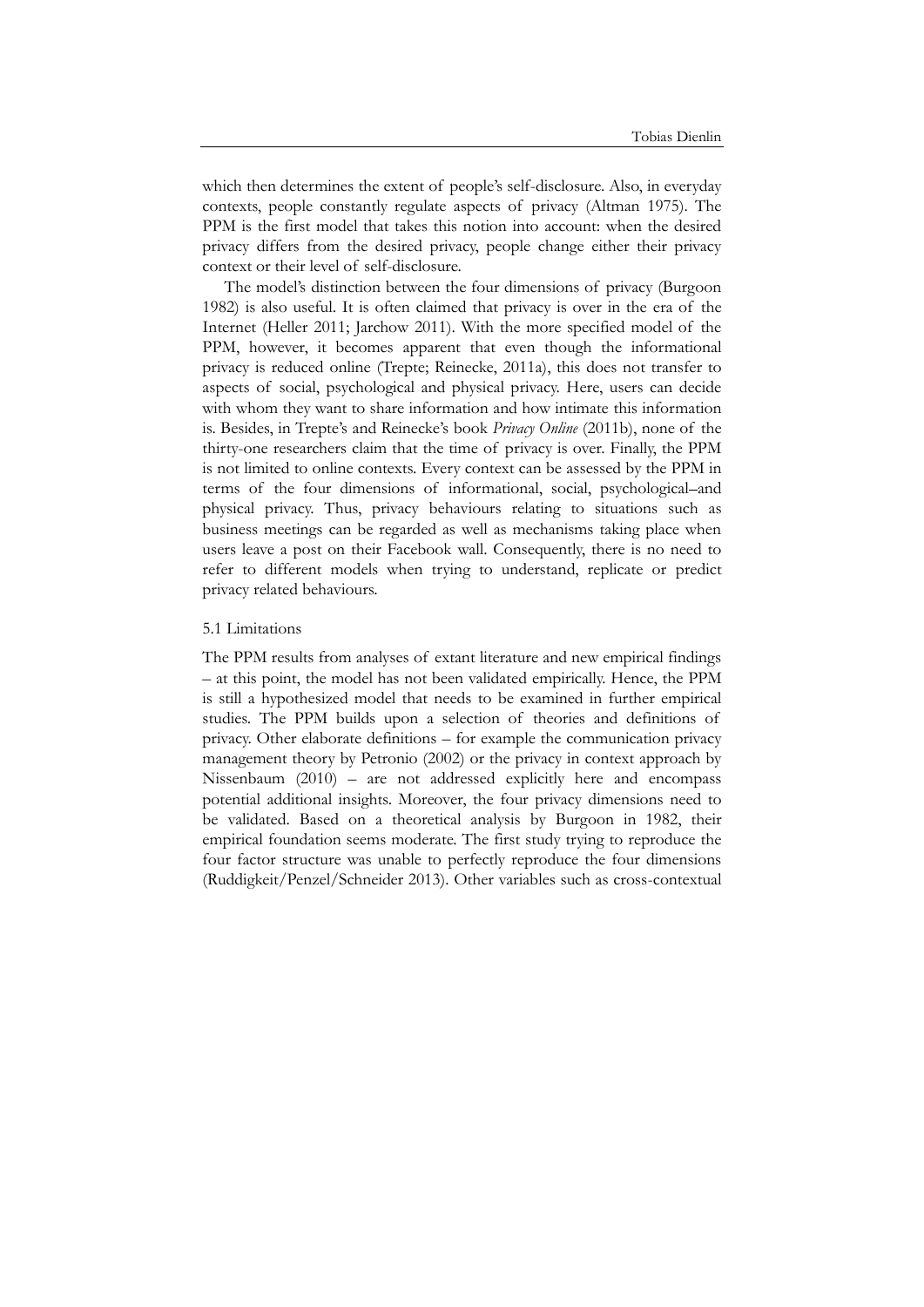which then determines the extent of people's self-disclosure. Also, in everyday contexts, people constantly regulate aspects of privacy (Altman 1975). The PPM is the first model that takes this notion into account: when the desired privacy differs from the desired privacy, people change either their privacy context or their level of self-disclosure.

The model's distinction between the four dimensions of privacy (Burgoon 1982) is also useful. It is often claimed that privacy is over in the era of the Internet (Heller 2011; Jarchow 2011). With the more specified model of the PPM, however, it becomes apparent that even though the informational privacy is reduced online (Trepte; Reinecke, 2011a), this does not transfer to aspects of social, psychological and physical privacy. Here, users can decide with whom they want to share information and how intimate this information is. Besides, in Trepte's and Reinecke's book *Privacy Online* (2011b), none of the thirty-one researchers claim that the time of privacy is over. Finally, the PPM is not limited to online contexts. Every context can be assessed by the PPM in terms of the four dimensions of informational, social, psychological–and physical privacy. Thus, privacy behaviours relating to situations such as business meetings can be regarded as well as mechanisms taking place when users leave a post on their Facebook wall. Consequently, there is no need to refer to different models when trying to understand, replicate or predict privacy related behaviours.

### 5.1 Limitations

The PPM results from analyses of extant literature and new empirical findings – at this point, the model has not been validated empirically. Hence, the PPM is still a hypothesized model that needs to be examined in further empirical studies. The PPM builds upon a selection of theories and definitions of privacy. Other elaborate definitions – for example the communication privacy management theory by Petronio (2002) or the privacy in context approach by Nissenbaum (2010) – are not addressed explicitly here and encompass potential additional insights. Moreover, the four privacy dimensions need to be validated. Based on a theoretical analysis by Burgoon in 1982, their empirical foundation seems moderate. The first study trying to reproduce the four factor structure was unable to perfectly reproduce the four dimensions (Ruddigkeit/Penzel/Schneider 2013). Other variables such as cross-contextual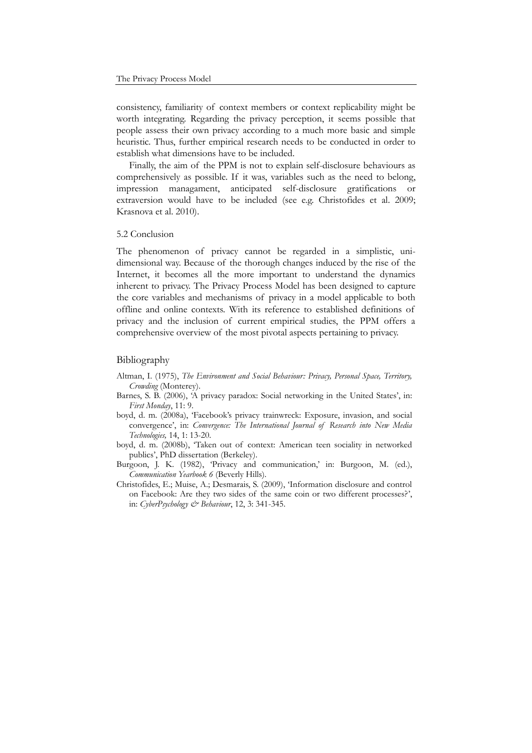consistency, familiarity of context members or context replicability might be worth integrating. Regarding the privacy perception, it seems possible that people assess their own privacy according to a much more basic and simple heuristic. Thus, further empirical research needs to be conducted in order to establish what dimensions have to be included.

Finally, the aim of the PPM is not to explain self-disclosure behaviours as comprehensively as possible. If it was, variables such as the need to belong, impression managament, anticipated self-disclosure gratifications or extraversion would have to be included (see e.g. Christofides et al. 2009; Krasnova et al. 2010).

### 5.2 Conclusion

The phenomenon of privacy cannot be regarded in a simplistic, uni-dimensional way. Because of the thorough changes induced by the rise of the Internet, it becomes all the more important to understand the dynamics inherent to privacy. The Privacy Process Model has been designed to capture the core variables and mechanisms of privacy in a model applicable to both offline and online contexts. With its reference to established definitions of privacy and the inclusion of current empirical studies, the PPM offers a comprehensive overview of the most pivotal aspects pertaining to privacy.

## Bibliography

Altman, I. (1975), *The Environment and Social Behaviour: Privacy, Personal Space, Territory, Crowding* (Monterey).

Barnes, S. B. (2006), 'A privacy paradox: Social networking in the United States', in: *First Monday*, 11: 9.

boyd, d. m. (2008a), 'Facebook's privacy trainwreck: Exposure, invasion, and social convergence', in: *Convergence: The International Journal of Research into New Media Technologies,* 14, 1: 13-20.

boyd, d. m. (2008b), 'Taken out of context: American teen sociality in networked publics', PhD dissertation (Berkeley).

Burgoon, J. K. (1982), 'Privacy and communication,' in: Burgoon, M. (ed.), *Communication Yearbook 6* (Beverly Hills).

Christofides, E.; Muise, A.; Desmarais, S. (2009), 'Information disclosure and control on Facebook: Are they two sides of the same coin or two different processes?', in: *CyberPsychology & Behaviour*, 12, 3: 341-345.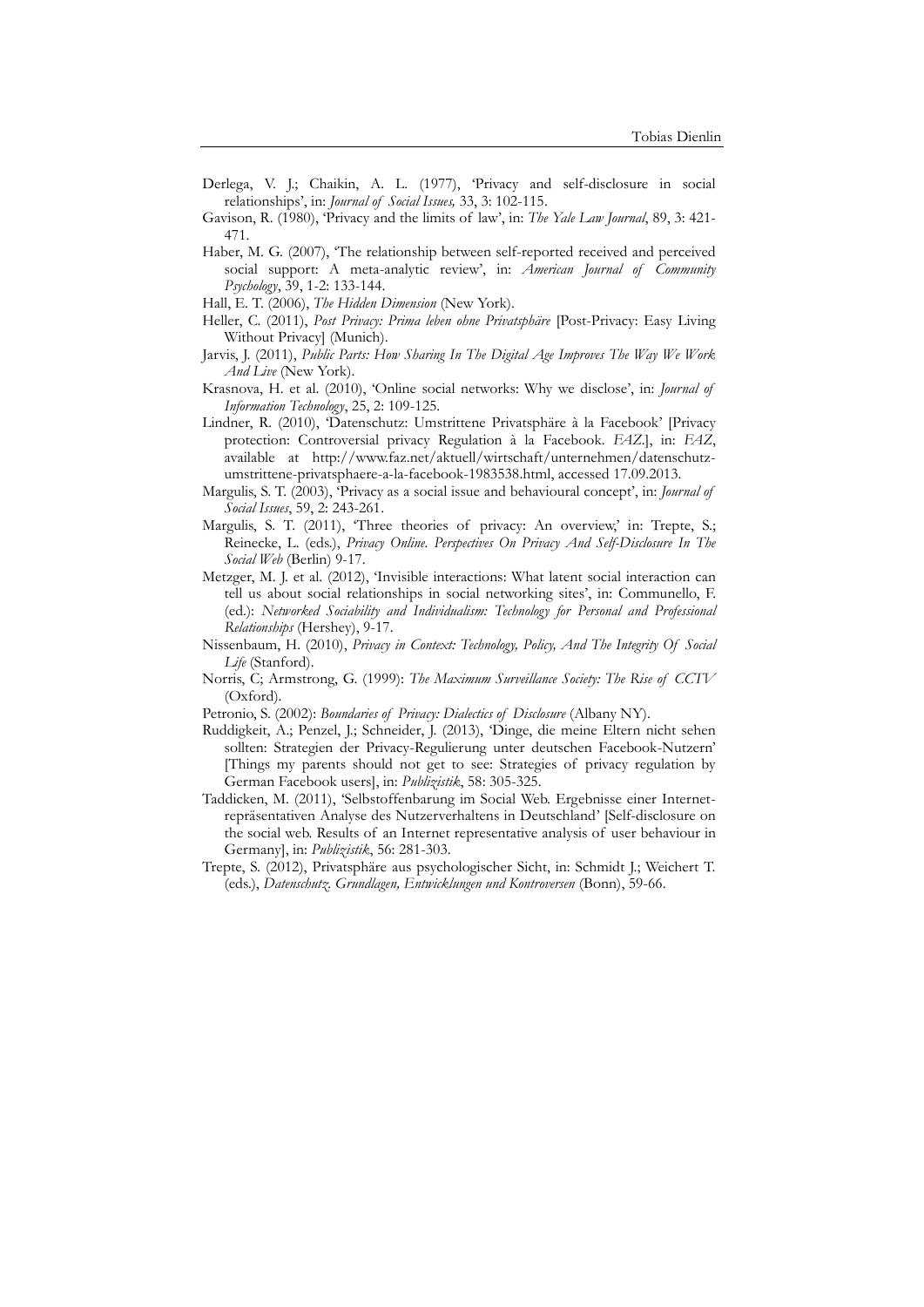Derlega, V. J.; Chaikin, A. L. (1977), 'Privacy and self-disclosure in social relationships', in: *Journal of Social Issues,* 33, 3: 102-115.

Gavison, R. (1980), 'Privacy and the limits of law', in: *The Yale Law Journal*, 89, 3: 421-471.

Haber, M. G. (2007), 'The relationship between self-reported received and perceived social support: A meta-analytic review', in: *American Journal of Community Psychology*, 39, 1-2: 133-144.

Hall, E. T. (2006), *The Hidden Dimension* (New York).

Heller, C. (2011), *Post Privacy: Prima leben ohne Privatsphäre* [Post-Privacy: Easy Living Without Privacy] (Munich).

Jarvis, J. (2011), *Public Parts: How Sharing In The Digital Age Improves The Way We Work And Live* (New York).

Krasnova, H. et al. (2010), 'Online social networks: Why we disclose', in: *Journal of Information Technology*, 25, 2: 109-125.

Lindner, R. (2010), 'Datenschutz: Umstrittene Privatsphäre à la Facebook' [Privacy protection: Controversial privacy Regulation à la Facebook. *FAZ*.], in: *FAZ*, available at http://www.faz.net/aktuell/wirtschaft/unternehmen/datenschutz-umstrittene-privatsphaere-a-la-facebook-1983538.html, accessed 17.09.2013.

Margulis, S. T. (2003), 'Privacy as a social issue and behavioural concept', in: *Journal of Social Issues*, 59, 2: 243-261.

Margulis, S. T. (2011), 'Three theories of privacy: An overview,' in: Trepte, S.; Reinecke, L. (eds.), *Privacy Online. Perspectives On Privacy And Self-Disclosure In The Social Web* (Berlin) 9-17.

Metzger, M. J. et al. (2012), 'Invisible interactions: What latent social interaction can tell us about social relationships in social networking sites', in: Communello, F. (ed.): *Networked Sociability and Individualism: Technology for Personal and Professional Relationships* (Hershey), 9-17.

Nissenbaum, H. (2010), *Privacy in Context: Technology, Policy, And The Integrity Of Social Life* (Stanford).

Norris, C; Armstrong, G. (1999): *The Maximum Surveillance Society: The Rise of CCTV* (Oxford).

Petronio, S. (2002): *Boundaries of Privacy: Dialectics of Disclosure* (Albany NY).

Ruddigkeit, A.; Penzel, J.; Schneider, J. (2013), 'Dinge, die meine Eltern nicht sehen sollten: Strategien der Privacy-Regulierung unter deutschen Facebook-Nutzern' [Things my parents should not get to see: Strategies of privacy regulation by German Facebook users], in: *Publizistik*, 58: 305-325.

Taddicken, M. (2011), 'Selbstoffenbarung im Social Web. Ergebnisse einer Internet-repräsentativen Analyse des Nutzerverhaltens in Deutschland' [Self-disclosure on the social web. Results of an Internet representative analysis of user behaviour in Germany], in: *Publizistik*, 56: 281-303.

Trepte, S. (2012), Privatsphäre aus psychologischer Sicht, in: Schmidt J.; Weichert T. (eds.), *Datenschutz. Grundlagen, Entwicklungen und Kontroversen* (Bonn), 59-66.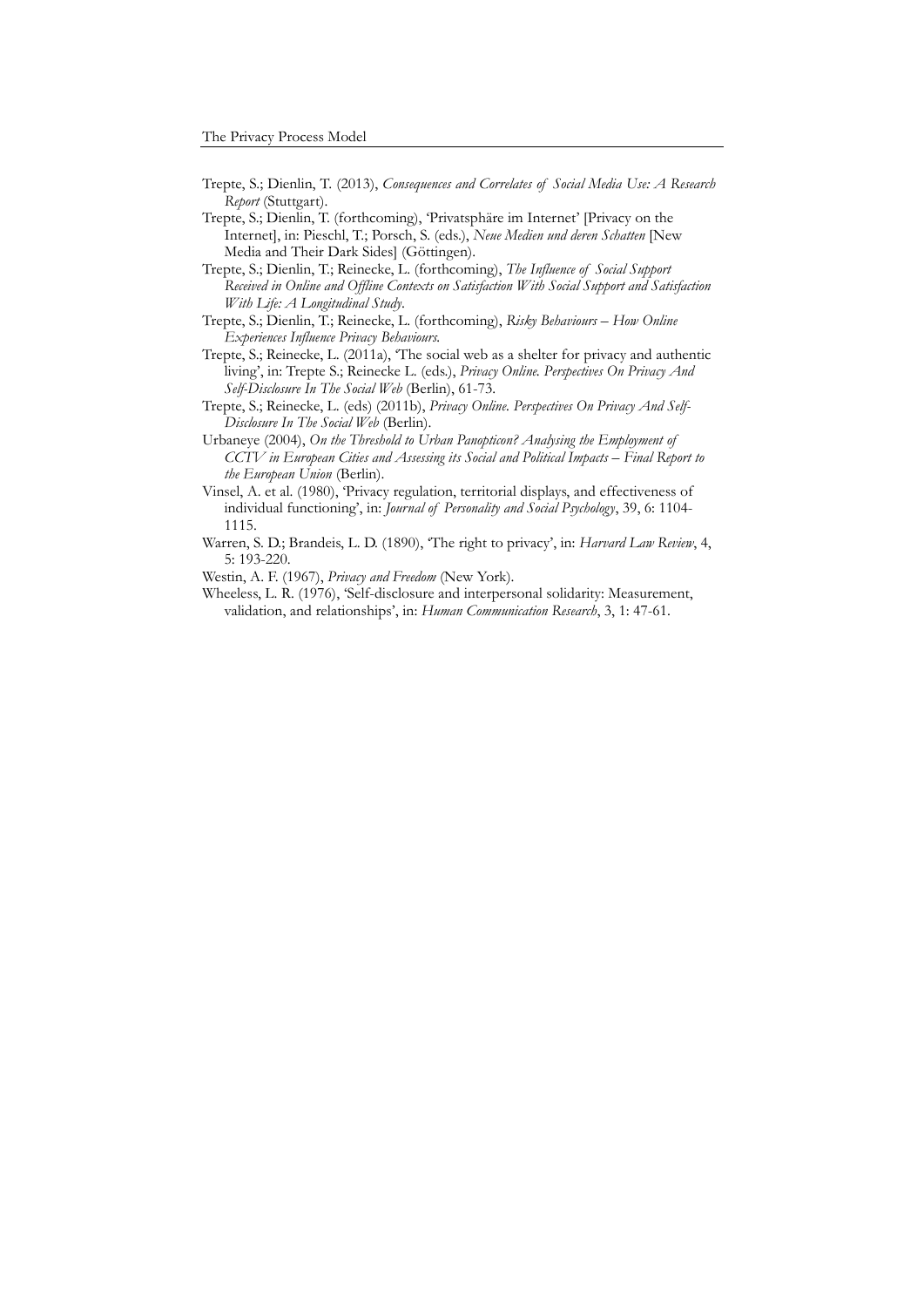Trepte, S.; Dienlin, T. (2013), *Consequences and Correlates of Social Media Use: A Research Report* (Stuttgart).

Trepte, S.; Dienlin, T. (forthcoming), 'Privatsphäre im Internet' [Privacy on the Internet], in: Pieschl, T.; Porsch, S. (eds.), *Neue Medien und deren Schatten* [New Media and Their Dark Sides] (Göttingen).

Trepte, S.; Dienlin, T.; Reinecke, L. (forthcoming), *The Influence of Social Support Received in Online and Offline Contexts on Satisfaction With Social Support and Satisfaction With Life: A Longitudinal Study*.

Trepte, S.; Dienlin, T.; Reinecke, L. (forthcoming), *Risky Behaviours – How Online Experiences Influence Privacy Behaviours.*

Trepte, S.; Reinecke, L. (2011a), 'The social web as a shelter for privacy and authentic living', in: Trepte S.; Reinecke L. (eds.), *Privacy Online. Perspectives On Privacy And Self-Disclosure In The Social Web* (Berlin), 61-73.

Trepte, S.; Reinecke, L. (eds) (2011b), *Privacy Online. Perspectives On Privacy And Self-Disclosure In The Social Web* (Berlin).

Urbaneye (2004), *On the Threshold to Urban Panopticon? Analysing the Employment of CCTV in European Cities and Assessing its Social and Political Impacts – Final Report to the European Union* (Berlin).

Vinsel, A. et al. (1980), 'Privacy regulation, territorial displays, and effectiveness of individual functioning', in: *Journal of Personality and Social Psychology*, 39, 6: 1104-1115.

Warren, S. D.; Brandeis, L. D. (1890), 'The right to privacy', in: *Harvard Law Review*, 4, 5: 193-220.

Westin, A. F. (1967), *Privacy and Freedom* (New York).

Wheeless, L. R. (1976), 'Self-disclosure and interpersonal solidarity: Measurement, validation, and relationships', in: *Human Communication Research*, 3, 1: 47-61.